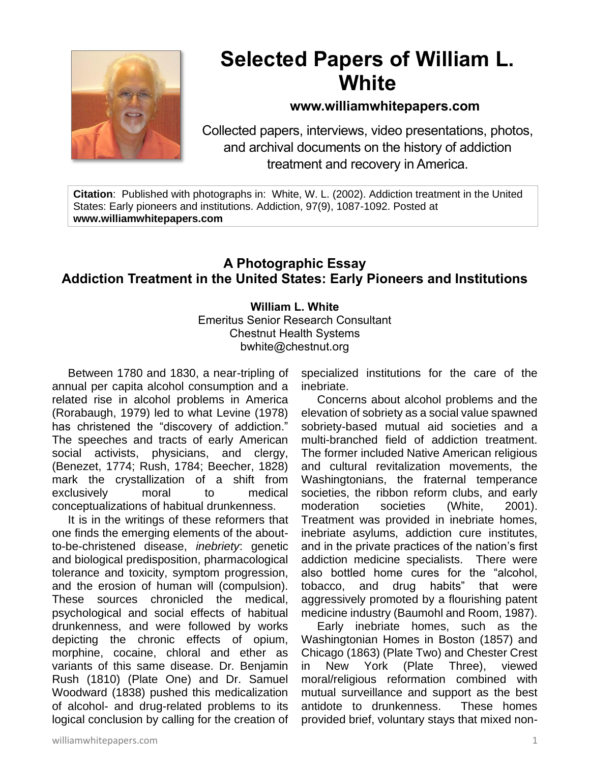# Selected Papers of William L. White

**www.williamwhitepapers.com**

Collected papers, interviews, video presentations, photos, and archival documents on the history of addiction treatment and recovery in America.

**Citation**: Published with photographs in: White, W. L. (2002). Addiction treatment in the United States: Early pioneers and institutions. Addiction, 97(9), 1087-1092. Posted at **www.williamwhitepapers.com**

## A Photographic Essay
## Addiction Treatment in the United States: Early Pioneers and Institutions

**William L. White**
Emeritus Senior Research Consultant
Chestnut Health Systems
bwhite@chestnut.org

Between 1780 and 1830, a near-tripling of annual per capita alcohol consumption and a related rise in alcohol problems in America (Rorabaugh, 1979) led to what Levine (1978) has christened the "discovery of addiction." The speeches and tracts of early American social activists, physicians, and clergy, (Benezet, 1774; Rush, 1784; Beecher, 1828) mark the crystallization of a shift from exclusively moral to medical conceptualizations of habitual drunkenness.

It is in the writings of these reformers that one finds the emerging elements of the about-to-be-christened disease, *inebriety*: genetic and biological predisposition, pharmacological tolerance and toxicity, symptom progression, and the erosion of human will (compulsion). These sources chronicled the medical, psychological and social effects of habitual drunkenness, and were followed by works depicting the chronic effects of opium, morphine, cocaine, chloral and ether as variants of this same disease. Dr. Benjamin Rush (1810) (Plate One) and Dr. Samuel Woodward (1838) pushed this medicalization of alcohol- and drug-related problems to its logical conclusion by calling for the creation of specialized institutions for the care of the inebriate.

Concerns about alcohol problems and the elevation of sobriety as a social value spawned sobriety-based mutual aid societies and a multi-branched field of addiction treatment. The former included Native American religious and cultural revitalization movements, the Washingtonians, the fraternal temperance societies, the ribbon reform clubs, and early moderation societies (White, 2001). Treatment was provided in inebriate homes, inebriate asylums, addiction cure institutes, and in the private practices of the nation's first addiction medicine specialists. There were also bottled home cures for the "alcohol, tobacco, and drug habits" that were aggressively promoted by a flourishing patent medicine industry (Baumohl and Room, 1987).

Early inebriate homes, such as the Washingtonian Homes in Boston (1857) and Chicago (1863) (Plate Two) and Chester Crest in New York (Plate Three), viewed moral/religious reformation combined with mutual surveillance and support as the best antidote to drunkenness. These homes provided brief, voluntary stays that mixed non-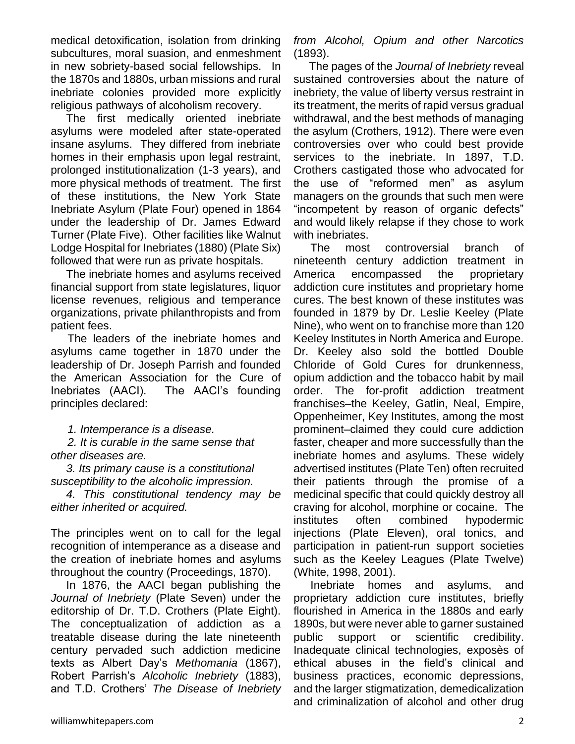medical detoxification, isolation from drinking subcultures, moral suasion, and enmeshment in new sobriety-based social fellowships. In the 1870s and 1880s, urban missions and rural inebriate colonies provided more explicitly religious pathways of alcoholism recovery.

The first medically oriented inebriate asylums were modeled after state-operated insane asylums. They differed from inebriate homes in their emphasis upon legal restraint, prolonged institutionalization (1-3 years), and more physical methods of treatment. The first of these institutions, the New York State Inebriate Asylum (Plate Four) opened in 1864 under the leadership of Dr. James Edward Turner (Plate Five). Other facilities like Walnut Lodge Hospital for Inebriates (1880) (Plate Six) followed that were run as private hospitals.

The inebriate homes and asylums received financial support from state legislatures, liquor license revenues, religious and temperance organizations, private philanthropists and from patient fees.

The leaders of the inebriate homes and asylums came together in 1870 under the leadership of Dr. Joseph Parrish and founded the American Association for the Cure of Inebriates (AACI). The AACI's founding principles declared:

*1. Intemperance is a disease.*

*2. It is curable in the same sense that other diseases are.*

*3. Its primary cause is a constitutional susceptibility to the alcoholic impression.*

*4. This constitutional tendency may be either inherited or acquired.*

The principles went on to call for the legal recognition of intemperance as a disease and the creation of inebriate homes and asylums throughout the country (Proceedings, 1870).

In 1876, the AACI began publishing the *Journal of Inebriety* (Plate Seven) under the editorship of Dr. T.D. Crothers (Plate Eight). The conceptualization of addiction as a treatable disease during the late nineteenth century pervaded such addiction medicine texts as Albert Day's *Methomania* (1867), Robert Parrish's *Alcoholic Inebriety* (1883), and T.D. Crothers' *The Disease of Inebriety from Alcohol, Opium and other Narcotics* (1893).

The pages of the *Journal of Inebriety* reveal sustained controversies about the nature of inebriety, the value of liberty versus restraint in its treatment, the merits of rapid versus gradual withdrawal, and the best methods of managing the asylum (Crothers, 1912). There were even controversies over who could best provide services to the inebriate. In 1897, T.D. Crothers castigated those who advocated for the use of "reformed men" as asylum managers on the grounds that such men were "incompetent by reason of organic defects" and would likely relapse if they chose to work with inebriates.

The most controversial branch of nineteenth century addiction treatment in America encompassed the proprietary addiction cure institutes and proprietary home cures. The best known of these institutes was founded in 1879 by Dr. Leslie Keeley (Plate Nine), who went on to franchise more than 120 Keeley Institutes in North America and Europe. Dr. Keeley also sold the bottled Double Chloride of Gold Cures for drunkenness, opium addiction and the tobacco habit by mail order. The for-profit addiction treatment franchises–the Keeley, Gatlin, Neal, Empire, Oppenheimer, Key Institutes, among the most prominent–claimed they could cure addiction faster, cheaper and more successfully than the inebriate homes and asylums. These widely advertised institutes (Plate Ten) often recruited their patients through the promise of a medicinal specific that could quickly destroy all craving for alcohol, morphine or cocaine. The institutes often combined hypodermic injections (Plate Eleven), oral tonics, and participation in patient-run support societies such as the Keeley Leagues (Plate Twelve) (White, 1998, 2001).

Inebriate homes and asylums, and proprietary addiction cure institutes, briefly flourished in America in the 1880s and early 1890s, but were never able to garner sustained public support or scientific credibility. Inadequate clinical technologies, exposès of ethical abuses in the field's clinical and business practices, economic depressions, and the larger stigmatization, demedicalization and criminalization of alcohol and other drug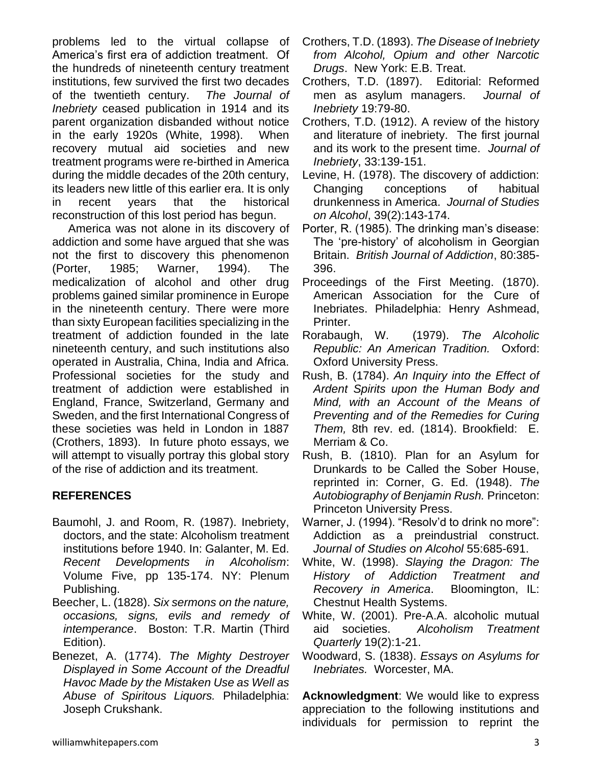problems led to the virtual collapse of America's first era of addiction treatment. Of the hundreds of nineteenth century treatment institutions, few survived the first two decades of the twentieth century. *The Journal of Inebriety* ceased publication in 1914 and its parent organization disbanded without notice in the early 1920s (White, 1998). When recovery mutual aid societies and new treatment programs were re-birthed in America during the middle decades of the 20th century, its leaders new little of this earlier era. It is only in recent years that the historical reconstruction of this lost period has begun.

America was not alone in its discovery of addiction and some have argued that she was not the first to discovery this phenomenon (Porter, 1985; Warner, 1994). The medicalization of alcohol and other drug problems gained similar prominence in Europe in the nineteenth century. There were more than sixty European facilities specializing in the treatment of addiction founded in the late nineteenth century, and such institutions also operated in Australia, China, India and Africa. Professional societies for the study and treatment of addiction were established in England, France, Switzerland, Germany and Sweden, and the first International Congress of these societies was held in London in 1887 (Crothers, 1893). In future photo essays, we will attempt to visually portray this global story of the rise of addiction and its treatment.

## REFERENCES

Baumohl, J. and Room, R. (1987). Inebriety, doctors, and the state: Alcoholism treatment institutions before 1940. In: Galanter, M. Ed. *Recent Developments in Alcoholism*: Volume Five, pp 135-174. NY: Plenum Publishing.

Beecher, L. (1828). *Six sermons on the nature, occasions, signs, evils and remedy of intemperance*. Boston: T.R. Martin (Third Edition).

Benezet, A. (1774). *The Mighty Destroyer Displayed in Some Account of the Dreadful Havoc Made by the Mistaken Use as Well as Abuse of Spiritous Liquors.* Philadelphia: Joseph Crukshank.

Crothers, T.D. (1893). *The Disease of Inebriety from Alcohol, Opium and other Narcotic Drugs*. New York: E.B. Treat.

Crothers, T.D. (1897). Editorial: Reformed men as asylum managers. *Journal of Inebriety* 19:79-80.

Crothers, T.D. (1912). A review of the history and literature of inebriety. The first journal and its work to the present time. *Journal of Inebriety*, 33:139-151.

Levine, H. (1978). The discovery of addiction: Changing conceptions of habitual drunkenness in America. *Journal of Studies on Alcohol*, 39(2):143-174.

Porter, R. (1985). The drinking man's disease: The 'pre-history' of alcoholism in Georgian Britain. *British Journal of Addiction*, 80:385-396.

Proceedings of the First Meeting. (1870). American Association for the Cure of Inebriates. Philadelphia: Henry Ashmead, Printer.

Rorabaugh, W. (1979). *The Alcoholic Republic: An American Tradition.* Oxford: Oxford University Press.

Rush, B. (1784). *An Inquiry into the Effect of Ardent Spirits upon the Human Body and Mind, with an Account of the Means of Preventing and of the Remedies for Curing Them,* 8th rev. ed. (1814). Brookfield: E. Merriam & Co.

Rush, B. (1810). Plan for an Asylum for Drunkards to be Called the Sober House, reprinted in: Corner, G. Ed. (1948). *The Autobiography of Benjamin Rush.* Princeton: Princeton University Press.

Warner, J. (1994). "Resolv'd to drink no more": Addiction as a preindustrial construct. *Journal of Studies on Alcohol* 55:685-691.

White, W. (1998). *Slaying the Dragon: The History of Addiction Treatment and Recovery in America*. Bloomington, IL: Chestnut Health Systems.

White, W. (2001). Pre-A.A. alcoholic mutual aid societies. *Alcoholism Treatment Quarterly* 19(2):1-21.

Woodward, S. (1838). *Essays on Asylums for Inebriates.* Worcester, MA.

**Acknowledgment**: We would like to express appreciation to the following institutions and individuals for permission to reprint the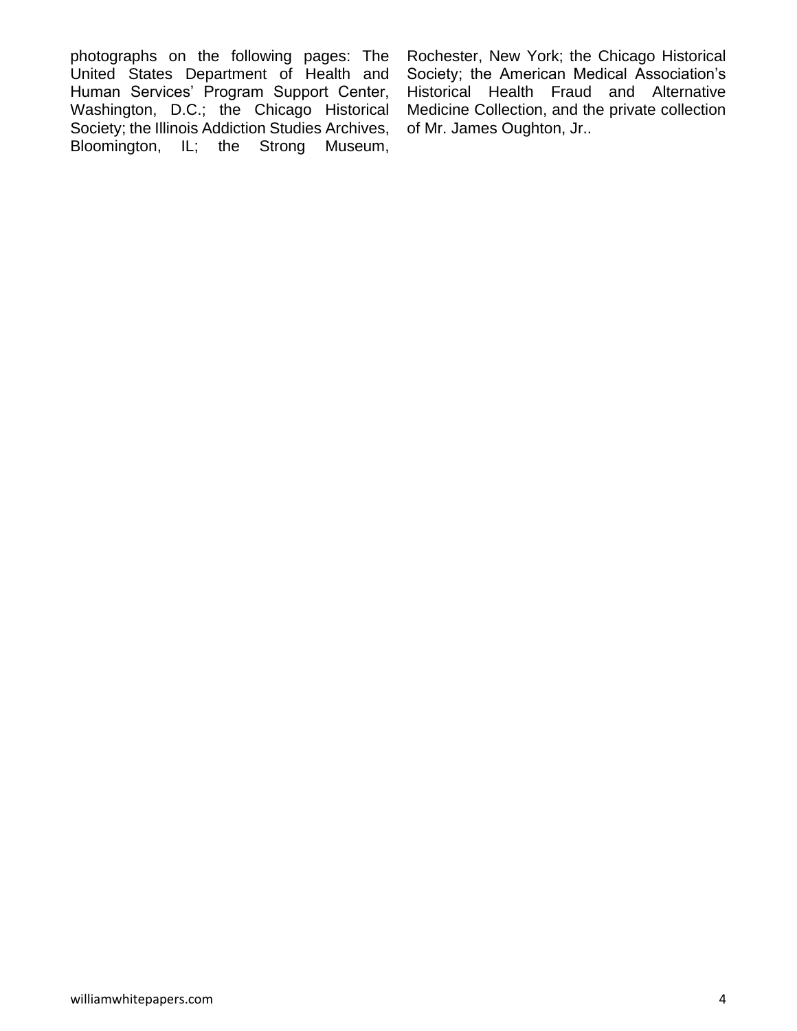photographs on the following pages: The United States Department of Health and Human Services' Program Support Center, Washington, D.C.; the Chicago Historical Society; the Illinois Addiction Studies Archives, Bloomington, IL; the Strong Museum, Rochester, New York; the Chicago Historical Society; the American Medical Association's Historical Health Fraud and Alternative Medicine Collection, and the private collection of Mr. James Oughton, Jr..